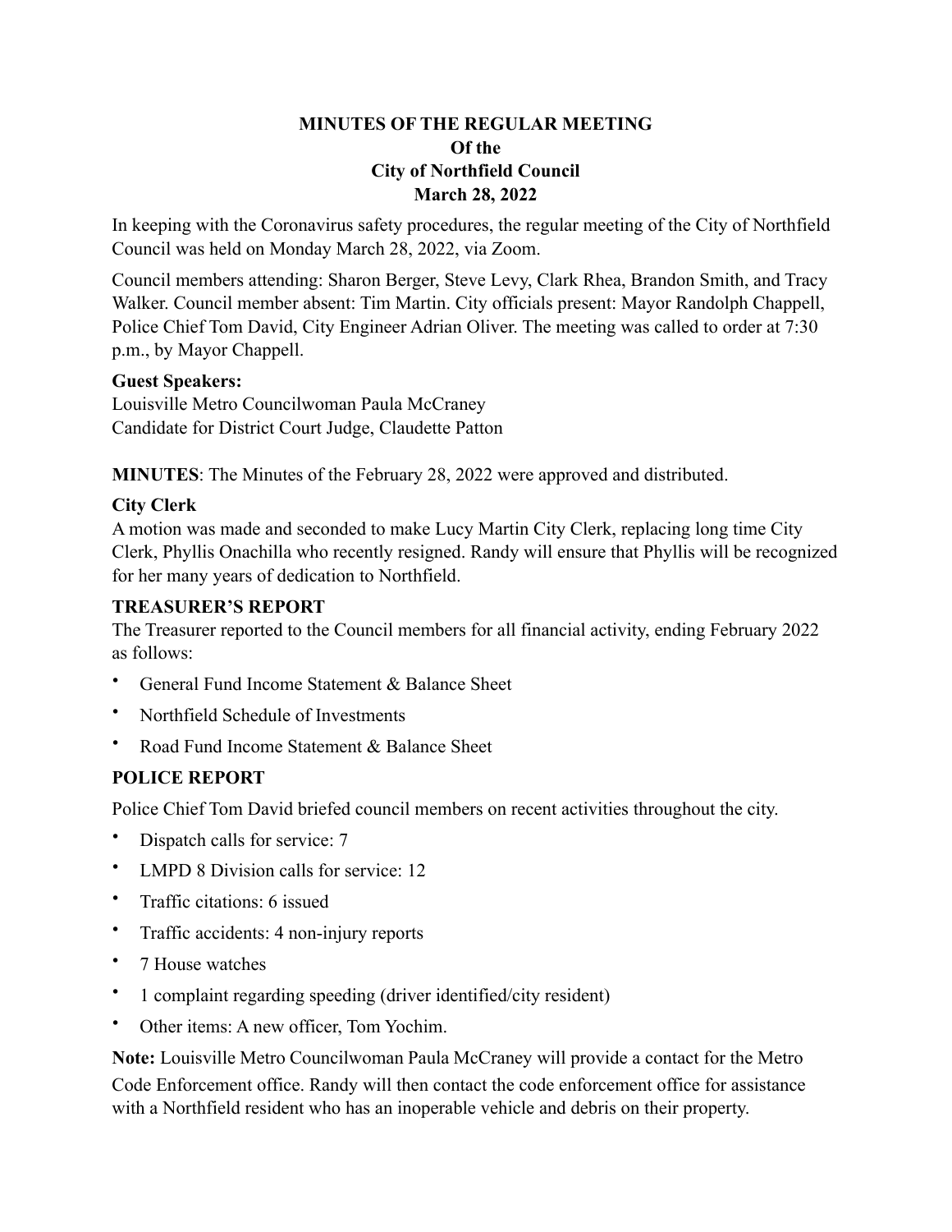# MINUTES OF THE REGULAR MEETING
# Of the
# City of Northfield Council
# March 28, 2022

In keeping with the Coronavirus safety procedures, the regular meeting of the City of Northfield Council was held on Monday March 28, 2022, via Zoom.

Council members attending: Sharon Berger, Steve Levy, Clark Rhea, Brandon Smith, and Tracy Walker. Council member absent: Tim Martin. City officials present: Mayor Randolph Chappell, Police Chief Tom David, City Engineer Adrian Oliver. The meeting was called to order at 7:30 p.m., by Mayor Chappell.

**Guest Speakers:**
Louisville Metro Councilwoman Paula McCraney
Candidate for District Court Judge, Claudette Patton

**MINUTES**: The Minutes of the February 28, 2022 were approved and distributed.

**City Clerk**
A motion was made and seconded to make Lucy Martin City Clerk, replacing long time City Clerk, Phyllis Onachilla who recently resigned. Randy will ensure that Phyllis will be recognized for her many years of dedication to Northfield.

**TREASURER'S REPORT**
The Treasurer reported to the Council members for all financial activity, ending February 2022 as follows:

- General Fund Income Statement & Balance Sheet
- Northfield Schedule of Investments
- Road Fund Income Statement & Balance Sheet

**POLICE REPORT**

Police Chief Tom David briefed council members on recent activities throughout the city.

- Dispatch calls for service: 7
- LMPD 8 Division calls for service: 12
- Traffic citations: 6 issued
- Traffic accidents: 4 non-injury reports
- 7 House watches
- 1 complaint regarding speeding (driver identified/city resident)
- Other items: A new officer, Tom Yochim.

**Note:** Louisville Metro Councilwoman Paula McCraney will provide a contact for the Metro Code Enforcement office. Randy will then contact the code enforcement office for assistance with a Northfield resident who has an inoperable vehicle and debris on their property.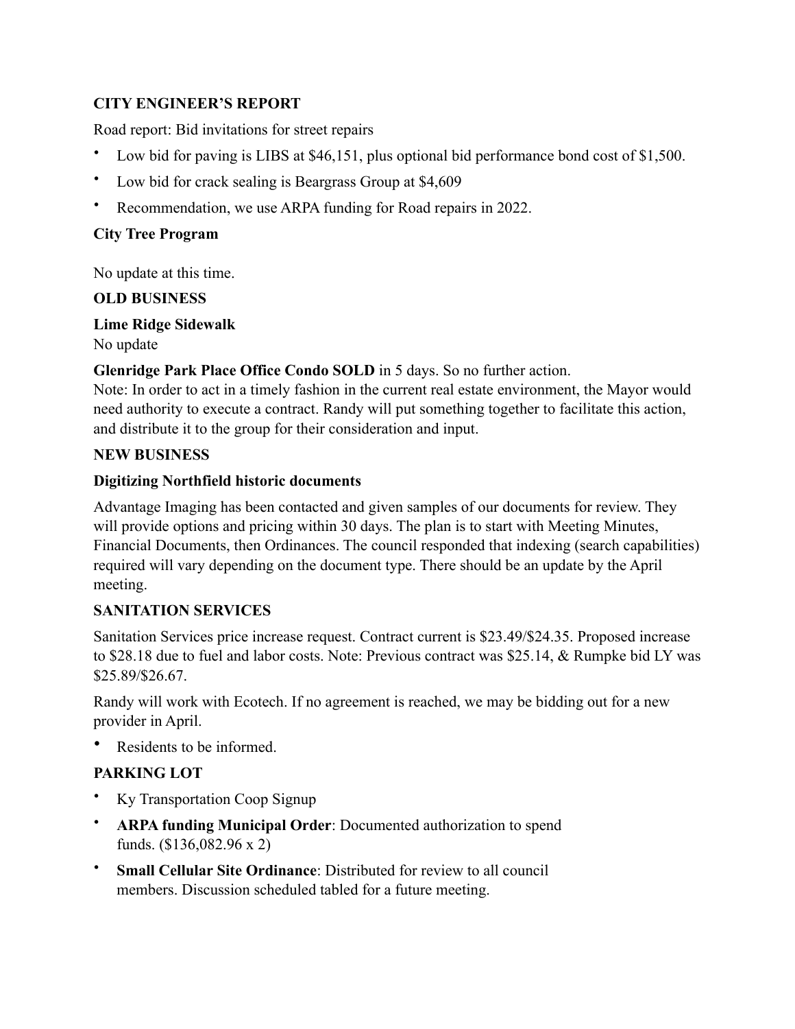**CITY ENGINEER'S REPORT**

Road report: Bid invitations for street repairs

- Low bid for paving is LIBS at $46,151, plus optional bid performance bond cost of $1,500.
- Low bid for crack sealing is Beargrass Group at $4,609
- Recommendation, we use ARPA funding for Road repairs in 2022.

**City Tree Program**

No update at this time.

**OLD BUSINESS**

**Lime Ridge Sidewalk**
No update

**Glenridge Park Place Office Condo SOLD** in 5 days. So no further action.
Note: In order to act in a timely fashion in the current real estate environment, the Mayor would need authority to execute a contract. Randy will put something together to facilitate this action, and distribute it to the group for their consideration and input.

**NEW BUSINESS**

**Digitizing Northfield historic documents**

Advantage Imaging has been contacted and given samples of our documents for review. They will provide options and pricing within 30 days. The plan is to start with Meeting Minutes, Financial Documents, then Ordinances. The council responded that indexing (search capabilities) required will vary depending on the document type. There should be an update by the April meeting.

**SANITATION SERVICES**

Sanitation Services price increase request. Contract current is $23.49/$24.35. Proposed increase to $28.18 due to fuel and labor costs. Note: Previous contract was $25.14, & Rumpke bid LY was $25.89/$26.67.

Randy will work with Ecotech. If no agreement is reached, we may be bidding out for a new provider in April.

- Residents to be informed.

**PARKING LOT**

- Ky Transportation Coop Signup
- **ARPA funding Municipal Order**: Documented authorization to spend funds. ($136,082.96 x 2)
- **Small Cellular Site Ordinance**: Distributed for review to all council members. Discussion scheduled tabled for a future meeting.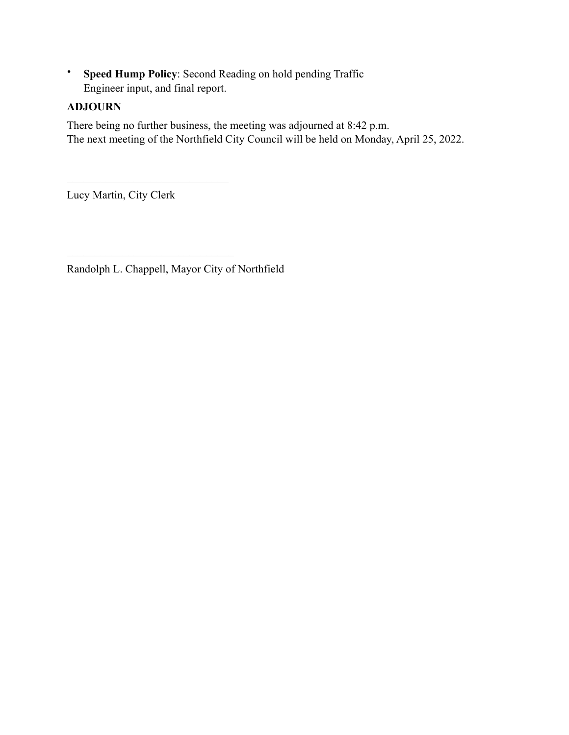- **Speed Hump Policy**: Second Reading on hold pending Traffic Engineer input, and final report.

**ADJOURN**

There being no further business, the meeting was adjourned at 8:42 p.m.
The next meeting of the Northfield City Council will be held on Monday, April 25, 2022.

______________________________

Lucy Martin, City Clerk

______________________________

Randolph L. Chappell, Mayor City of Northfield